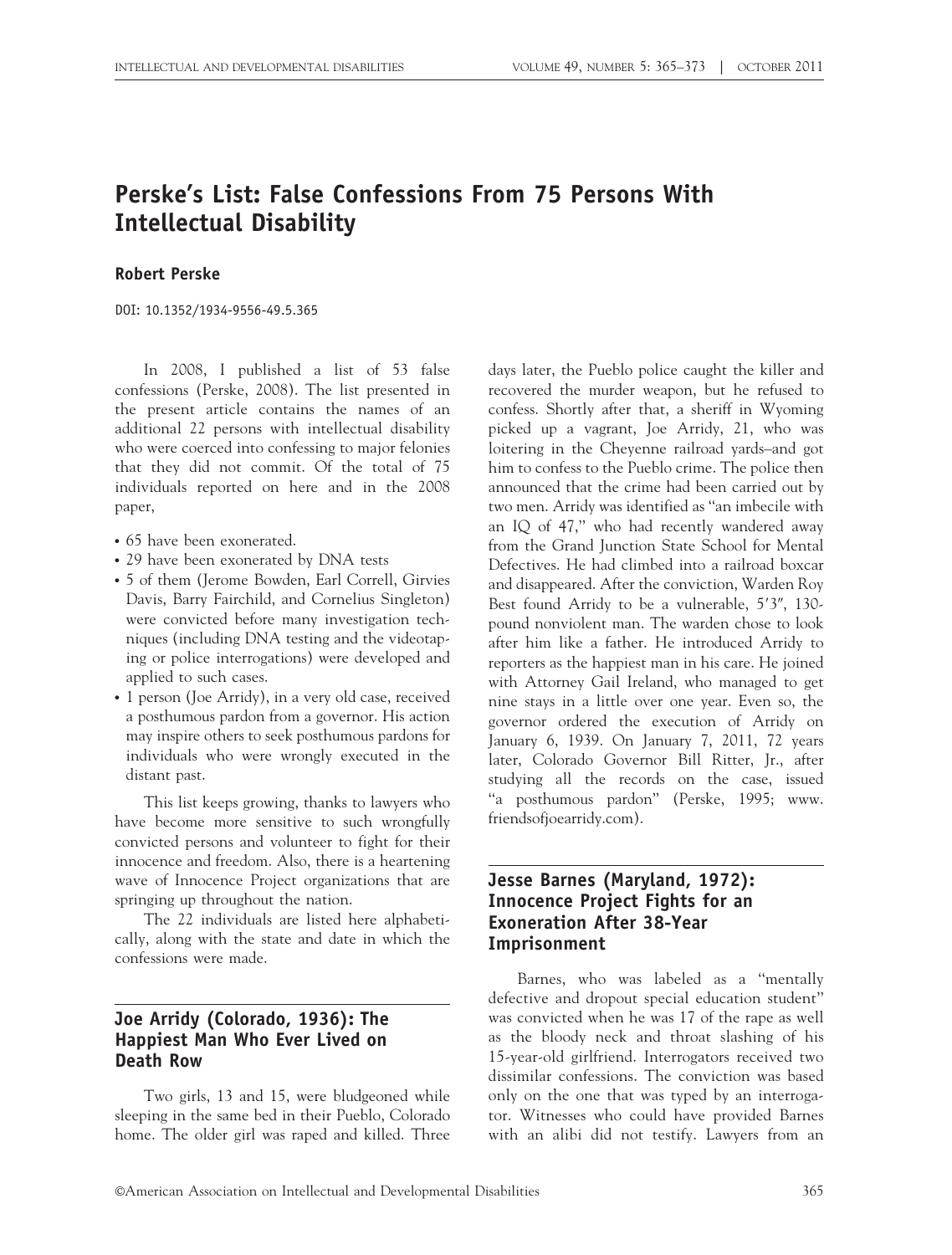# Perske's List: False Confessions From 75 Persons With Intellectual Disability

**Robert Perske**

DOI: 10.1352/1934-9556-49.5.365

In 2008, I published a list of 53 false confessions (Perske, 2008). The list presented in the present article contains the names of an additional 22 persons with intellectual disability who were coerced into confessing to major felonies that they did not commit. Of the total of 75 individuals reported on here and in the 2008 paper,

- 65 have been exonerated.
- 29 have been exonerated by DNA tests
- 5 of them (Jerome Bowden, Earl Correll, Girvies Davis, Barry Fairchild, and Cornelius Singleton) were convicted before many investigation techniques (including DNA testing and the videotaping or police interrogations) were developed and applied to such cases.
- 1 person (Joe Arridy), in a very old case, received a posthumous pardon from a governor. His action may inspire others to seek posthumous pardons for individuals who were wrongly executed in the distant past.

This list keeps growing, thanks to lawyers who have become more sensitive to such wrongfully convicted persons and volunteer to fight for their innocence and freedom. Also, there is a heartening wave of Innocence Project organizations that are springing up throughout the nation.

The 22 individuals are listed here alphabetically, along with the state and date in which the confessions were made.

## Joe Arridy (Colorado, 1936): The Happiest Man Who Ever Lived on Death Row

Two girls, 13 and 15, were bludgeoned while sleeping in the same bed in their Pueblo, Colorado home. The older girl was raped and killed. Three days later, the Pueblo police caught the killer and recovered the murder weapon, but he refused to confess. Shortly after that, a sheriff in Wyoming picked up a vagrant, Joe Arridy, 21, who was loitering in the Cheyenne railroad yards–and got him to confess to the Pueblo crime. The police then announced that the crime had been carried out by two men. Arridy was identified as "an imbecile with an IQ of 47," who had recently wandered away from the Grand Junction State School for Mental Defectives. He had climbed into a railroad boxcar and disappeared. After the conviction, Warden Roy Best found Arridy to be a vulnerable, 5′3″, 130-pound nonviolent man. The warden chose to look after him like a father. He introduced Arridy to reporters as the happiest man in his care. He joined with Attorney Gail Ireland, who managed to get nine stays in a little over one year. Even so, the governor ordered the execution of Arridy on January 6, 1939. On January 7, 2011, 72 years later, Colorado Governor Bill Ritter, Jr., after studying all the records on the case, issued "a posthumous pardon" (Perske, 1995; www.friendsofjoearridy.com).

## Jesse Barnes (Maryland, 1972): Innocence Project Fights for an Exoneration After 38-Year Imprisonment

Barnes, who was labeled as a "mentally defective and dropout special education student" was convicted when he was 17 of the rape as well as the bloody neck and throat slashing of his 15-year-old girlfriend. Interrogators received two dissimilar confessions. The conviction was based only on the one that was typed by an interrogator. Witnesses who could have provided Barnes with an alibi did not testify. Lawyers from an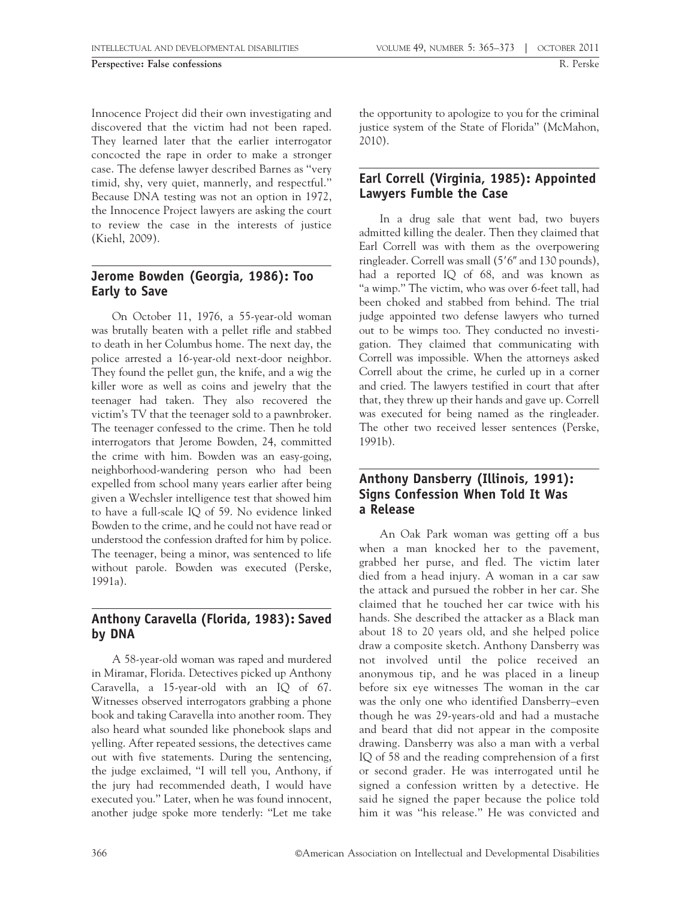Innocence Project did their own investigating and discovered that the victim had not been raped. They learned later that the earlier interrogator concocted the rape in order to make a stronger case. The defense lawyer described Barnes as "very timid, shy, very quiet, mannerly, and respectful." Because DNA testing was not an option in 1972, the Innocence Project lawyers are asking the court to review the case in the interests of justice (Kiehl, 2009).

## Jerome Bowden (Georgia, 1986): Too Early to Save

On October 11, 1976, a 55-year-old woman was brutally beaten with a pellet rifle and stabbed to death in her Columbus home. The next day, the police arrested a 16-year-old next-door neighbor. They found the pellet gun, the knife, and a wig the killer wore as well as coins and jewelry that the teenager had taken. They also recovered the victim's TV that the teenager sold to a pawnbroker. The teenager confessed to the crime. Then he told interrogators that Jerome Bowden, 24, committed the crime with him. Bowden was an easy-going, neighborhood-wandering person who had been expelled from school many years earlier after being given a Wechsler intelligence test that showed him to have a full-scale IQ of 59. No evidence linked Bowden to the crime, and he could not have read or understood the confession drafted for him by police. The teenager, being a minor, was sentenced to life without parole. Bowden was executed (Perske, 1991a).

## Anthony Caravella (Florida, 1983): Saved by DNA

A 58-year-old woman was raped and murdered in Miramar, Florida. Detectives picked up Anthony Caravella, a 15-year-old with an IQ of 67. Witnesses observed interrogators grabbing a phone book and taking Caravella into another room. They also heard what sounded like phonebook slaps and yelling. After repeated sessions, the detectives came out with five statements. During the sentencing, the judge exclaimed, "I will tell you, Anthony, if the jury had recommended death, I would have executed you." Later, when he was found innocent, another judge spoke more tenderly: "Let me take the opportunity to apologize to you for the criminal justice system of the State of Florida" (McMahon, 2010).

## Earl Correll (Virginia, 1985): Appointed Lawyers Fumble the Case

In a drug sale that went bad, two buyers admitted killing the dealer. Then they claimed that Earl Correll was with them as the overpowering ringleader. Correll was small (5′6″ and 130 pounds), had a reported IQ of 68, and was known as "a wimp." The victim, who was over 6-feet tall, had been choked and stabbed from behind. The trial judge appointed two defense lawyers who turned out to be wimps too. They conducted no investigation. They claimed that communicating with Correll was impossible. When the attorneys asked Correll about the crime, he curled up in a corner and cried. The lawyers testified in court that after that, they threw up their hands and gave up. Correll was executed for being named as the ringleader. The other two received lesser sentences (Perske, 1991b).

## Anthony Dansberry (Illinois, 1991): Signs Confession When Told It Was a Release

An Oak Park woman was getting off a bus when a man knocked her to the pavement, grabbed her purse, and fled. The victim later died from a head injury. A woman in a car saw the attack and pursued the robber in her car. She claimed that he touched her car twice with his hands. She described the attacker as a Black man about 18 to 20 years old, and she helped police draw a composite sketch. Anthony Dansberry was not involved until the police received an anonymous tip, and he was placed in a lineup before six eye witnesses The woman in the car was the only one who identified Dansberry–even though he was 29-years-old and had a mustache and beard that did not appear in the composite drawing. Dansberry was also a man with a verbal IQ of 58 and the reading comprehension of a first or second grader. He was interrogated until he signed a confession written by a detective. He said he signed the paper because the police told him it was "his release." He was convicted and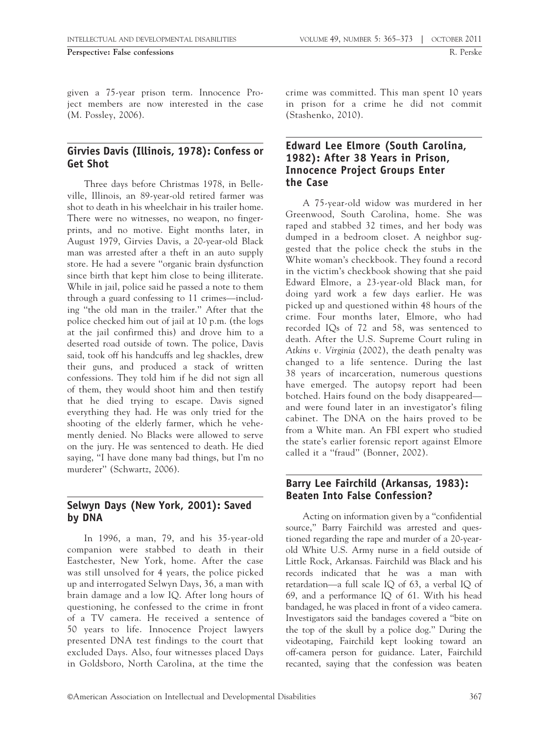given a 75-year prison term. Innocence Project members are now interested in the case (M. Possley, 2006).

## Girvies Davis (Illinois, 1978): Confess or Get Shot

Three days before Christmas 1978, in Belleville, Illinois, an 89-year-old retired farmer was shot to death in his wheelchair in his trailer home. There were no witnesses, no weapon, no fingerprints, and no motive. Eight months later, in August 1979, Girvies Davis, a 20-year-old Black man was arrested after a theft in an auto supply store. He had a severe "organic brain dysfunction since birth that kept him close to being illiterate. While in jail, police said he passed a note to them through a guard confessing to 11 crimes—including "the old man in the trailer." After that the police checked him out of jail at 10 p.m. (the logs at the jail confirmed this) and drove him to a deserted road outside of town. The police, Davis said, took off his handcuffs and leg shackles, drew their guns, and produced a stack of written confessions. They told him if he did not sign all of them, they would shoot him and then testify that he died trying to escape. Davis signed everything they had. He was only tried for the shooting of the elderly farmer, which he vehemently denied. No Blacks were allowed to serve on the jury. He was sentenced to death. He died saying, "I have done many bad things, but I'm no murderer" (Schwartz, 2006).

## Selwyn Days (New York, 2001): Saved by DNA

In 1996, a man, 79, and his 35-year-old companion were stabbed to death in their Eastchester, New York, home. After the case was still unsolved for 4 years, the police picked up and interrogated Selwyn Days, 36, a man with brain damage and a low IQ. After long hours of questioning, he confessed to the crime in front of a TV camera. He received a sentence of 50 years to life. Innocence Project lawyers presented DNA test findings to the court that excluded Days. Also, four witnesses placed Days in Goldsboro, North Carolina, at the time the crime was committed. This man spent 10 years in prison for a crime he did not commit (Stashenko, 2010).

## Edward Lee Elmore (South Carolina, 1982): After 38 Years in Prison, Innocence Project Groups Enter the Case

A 75-year-old widow was murdered in her Greenwood, South Carolina, home. She was raped and stabbed 32 times, and her body was dumped in a bedroom closet. A neighbor suggested that the police check the stubs in the White woman's checkbook. They found a record in the victim's checkbook showing that she paid Edward Elmore, a 23-year-old Black man, for doing yard work a few days earlier. He was picked up and questioned within 48 hours of the crime. Four months later, Elmore, who had recorded IQs of 72 and 58, was sentenced to death. After the U.S. Supreme Court ruling in *Atkins v. Virginia* (2002), the death penalty was changed to a life sentence. During the last 38 years of incarceration, numerous questions have emerged. The autopsy report had been botched. Hairs found on the body disappeared—and were found later in an investigator's filing cabinet. The DNA on the hairs proved to be from a White man. An FBI expert who studied the state's earlier forensic report against Elmore called it a "fraud" (Bonner, 2002).

## Barry Lee Fairchild (Arkansas, 1983): Beaten Into False Confession?

Acting on information given by a "confidential source," Barry Fairchild was arrested and questioned regarding the rape and murder of a 20-year-old White U.S. Army nurse in a field outside of Little Rock, Arkansas. Fairchild was Black and his records indicated that he was a man with retardation—a full scale IQ of 63, a verbal IQ of 69, and a performance IQ of 61. With his head bandaged, he was placed in front of a video camera. Investigators said the bandages covered a "bite on the top of the skull by a police dog." During the videotaping, Fairchild kept looking toward an off-camera person for guidance. Later, Fairchild recanted, saying that the confession was beaten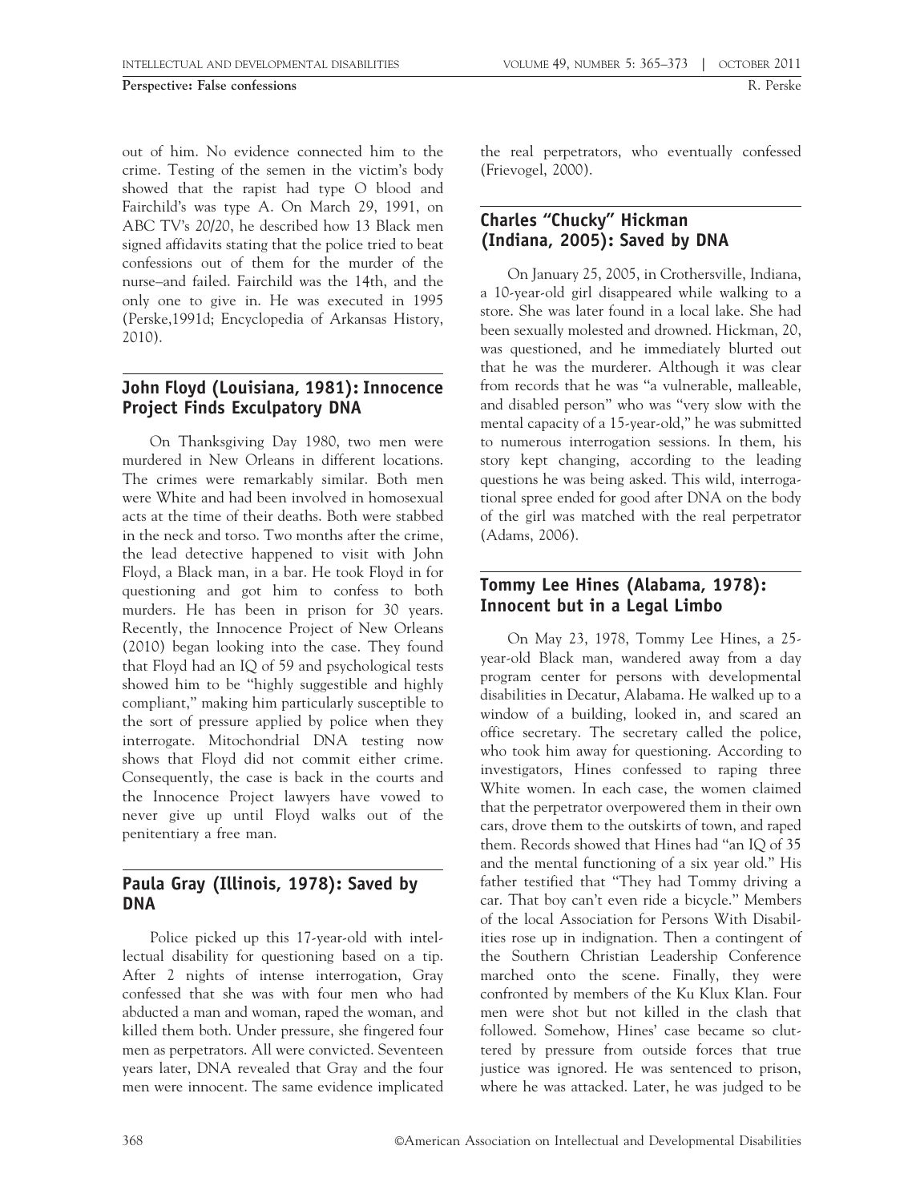out of him. No evidence connected him to the crime. Testing of the semen in the victim's body showed that the rapist had type O blood and Fairchild's was type A. On March 29, 1991, on ABC TV's *20/20*, he described how 13 Black men signed affidavits stating that the police tried to beat confessions out of them for the murder of the nurse–and failed. Fairchild was the 14th, and the only one to give in. He was executed in 1995 (Perske,1991d; Encyclopedia of Arkansas History, 2010).

## John Floyd (Louisiana, 1981): Innocence Project Finds Exculpatory DNA

On Thanksgiving Day 1980, two men were murdered in New Orleans in different locations. The crimes were remarkably similar. Both men were White and had been involved in homosexual acts at the time of their deaths. Both were stabbed in the neck and torso. Two months after the crime, the lead detective happened to visit with John Floyd, a Black man, in a bar. He took Floyd in for questioning and got him to confess to both murders. He has been in prison for 30 years. Recently, the Innocence Project of New Orleans (2010) began looking into the case. They found that Floyd had an IQ of 59 and psychological tests showed him to be "highly suggestible and highly compliant," making him particularly susceptible to the sort of pressure applied by police when they interrogate. Mitochondrial DNA testing now shows that Floyd did not commit either crime. Consequently, the case is back in the courts and the Innocence Project lawyers have vowed to never give up until Floyd walks out of the penitentiary a free man.

## Paula Gray (Illinois, 1978): Saved by DNA

Police picked up this 17-year-old with intellectual disability for questioning based on a tip. After 2 nights of intense interrogation, Gray confessed that she was with four men who had abducted a man and woman, raped the woman, and killed them both. Under pressure, she fingered four men as perpetrators. All were convicted. Seventeen years later, DNA revealed that Gray and the four men were innocent. The same evidence implicated the real perpetrators, who eventually confessed (Frievogel, 2000).

## Charles "Chucky" Hickman (Indiana, 2005): Saved by DNA

On January 25, 2005, in Crothersville, Indiana, a 10-year-old girl disappeared while walking to a store. She was later found in a local lake. She had been sexually molested and drowned. Hickman, 20, was questioned, and he immediately blurted out that he was the murderer. Although it was clear from records that he was "a vulnerable, malleable, and disabled person" who was "very slow with the mental capacity of a 15-year-old," he was submitted to numerous interrogation sessions. In them, his story kept changing, according to the leading questions he was being asked. This wild, interrogational spree ended for good after DNA on the body of the girl was matched with the real perpetrator (Adams, 2006).

## Tommy Lee Hines (Alabama, 1978): Innocent but in a Legal Limbo

On May 23, 1978, Tommy Lee Hines, a 25-year-old Black man, wandered away from a day program center for persons with developmental disabilities in Decatur, Alabama. He walked up to a window of a building, looked in, and scared an office secretary. The secretary called the police, who took him away for questioning. According to investigators, Hines confessed to raping three White women. In each case, the women claimed that the perpetrator overpowered them in their own cars, drove them to the outskirts of town, and raped them. Records showed that Hines had "an IQ of 35 and the mental functioning of a six year old." His father testified that "They had Tommy driving a car. That boy can't even ride a bicycle." Members of the local Association for Persons With Disabilities rose up in indignation. Then a contingent of the Southern Christian Leadership Conference marched onto the scene. Finally, they were confronted by members of the Ku Klux Klan. Four men were shot but not killed in the clash that followed. Somehow, Hines' case became so cluttered by pressure from outside forces that true justice was ignored. He was sentenced to prison, where he was attacked. Later, he was judged to be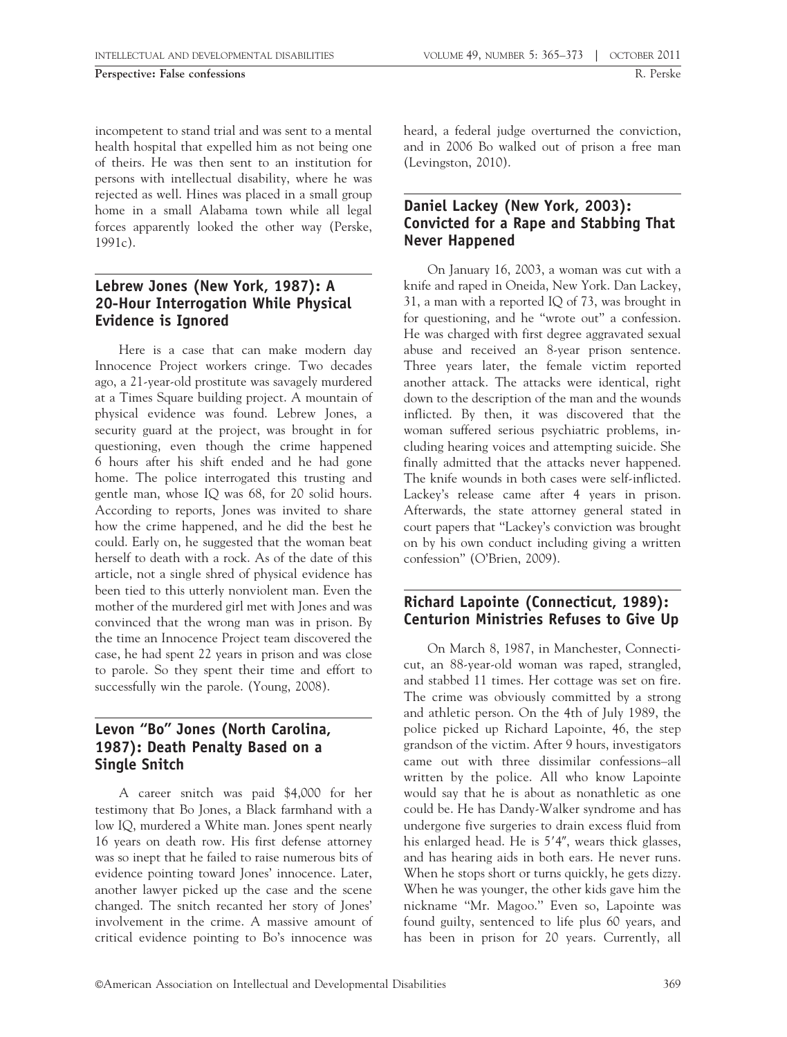incompetent to stand trial and was sent to a mental health hospital that expelled him as not being one of theirs. He was then sent to an institution for persons with intellectual disability, where he was rejected as well. Hines was placed in a small group home in a small Alabama town while all legal forces apparently looked the other way (Perske, 1991c).

## Lebrew Jones (New York, 1987): A 20-Hour Interrogation While Physical Evidence is Ignored

Here is a case that can make modern day Innocence Project workers cringe. Two decades ago, a 21-year-old prostitute was savagely murdered at a Times Square building project. A mountain of physical evidence was found. Lebrew Jones, a security guard at the project, was brought in for questioning, even though the crime happened 6 hours after his shift ended and he had gone home. The police interrogated this trusting and gentle man, whose IQ was 68, for 20 solid hours. According to reports, Jones was invited to share how the crime happened, and he did the best he could. Early on, he suggested that the woman beat herself to death with a rock. As of the date of this article, not a single shred of physical evidence has been tied to this utterly nonviolent man. Even the mother of the murdered girl met with Jones and was convinced that the wrong man was in prison. By the time an Innocence Project team discovered the case, he had spent 22 years in prison and was close to parole. So they spent their time and effort to successfully win the parole. (Young, 2008).

## Levon "Bo" Jones (North Carolina, 1987): Death Penalty Based on a Single Snitch

A career snitch was paid $4,000 for her testimony that Bo Jones, a Black farmhand with a low IQ, murdered a White man. Jones spent nearly 16 years on death row. His first defense attorney was so inept that he failed to raise numerous bits of evidence pointing toward Jones' innocence. Later, another lawyer picked up the case and the scene changed. The snitch recanted her story of Jones' involvement in the crime. A massive amount of critical evidence pointing to Bo's innocence was heard, a federal judge overturned the conviction, and in 2006 Bo walked out of prison a free man (Levingston, 2010).

## Daniel Lackey (New York, 2003): Convicted for a Rape and Stabbing That Never Happened

On January 16, 2003, a woman was cut with a knife and raped in Oneida, New York. Dan Lackey, 31, a man with a reported IQ of 73, was brought in for questioning, and he "wrote out" a confession. He was charged with first degree aggravated sexual abuse and received an 8-year prison sentence. Three years later, the female victim reported another attack. The attacks were identical, right down to the description of the man and the wounds inflicted. By then, it was discovered that the woman suffered serious psychiatric problems, including hearing voices and attempting suicide. She finally admitted that the attacks never happened. The knife wounds in both cases were self-inflicted. Lackey's release came after 4 years in prison. Afterwards, the state attorney general stated in court papers that "Lackey's conviction was brought on by his own conduct including giving a written confession" (O'Brien, 2009).

## Richard Lapointe (Connecticut, 1989): Centurion Ministries Refuses to Give Up

On March 8, 1987, in Manchester, Connecticut, an 88-year-old woman was raped, strangled, and stabbed 11 times. Her cottage was set on fire. The crime was obviously committed by a strong and athletic person. On the 4th of July 1989, the police picked up Richard Lapointe, 46, the step grandson of the victim. After 9 hours, investigators came out with three dissimilar confessions–all written by the police. All who know Lapointe would say that he is about as nonathletic as one could be. He has Dandy-Walker syndrome and has undergone five surgeries to drain excess fluid from his enlarged head. He is 5′4″, wears thick glasses, and has hearing aids in both ears. He never runs. When he stops short or turns quickly, he gets dizzy. When he was younger, the other kids gave him the nickname "Mr. Magoo." Even so, Lapointe was found guilty, sentenced to life plus 60 years, and has been in prison for 20 years. Currently, all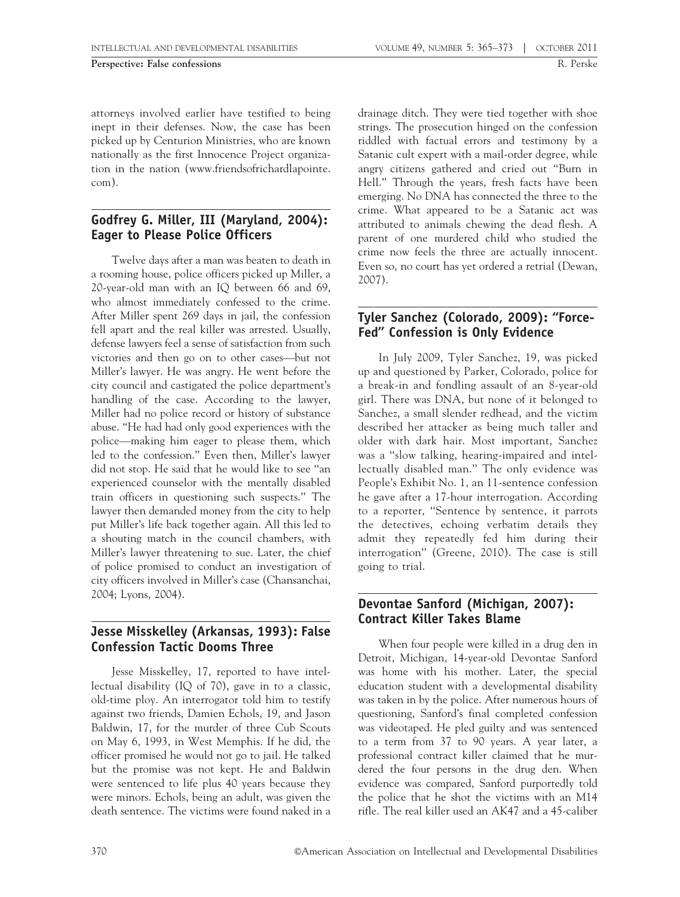attorneys involved earlier have testified to being inept in their defenses. Now, the case has been picked up by Centurion Ministries, who are known nationally as the first Innocence Project organization in the nation (www.friendsofrichardlapointe.com).

## Godfrey G. Miller, III (Maryland, 2004): Eager to Please Police Officers

Twelve days after a man was beaten to death in a rooming house, police officers picked up Miller, a 20-year-old man with an IQ between 66 and 69, who almost immediately confessed to the crime. After Miller spent 269 days in jail, the confession fell apart and the real killer was arrested. Usually, defense lawyers feel a sense of satisfaction from such victories and then go on to other cases—but not Miller's lawyer. He was angry. He went before the city council and castigated the police department's handling of the case. According to the lawyer, Miller had no police record or history of substance abuse. "He had had only good experiences with the police—making him eager to please them, which led to the confession." Even then, Miller's lawyer did not stop. He said that he would like to see "an experienced counselor with the mentally disabled train officers in questioning such suspects." The lawyer then demanded money from the city to help put Miller's life back together again. All this led to a shouting match in the council chambers, with Miller's lawyer threatening to sue. Later, the chief of police promised to conduct an investigation of city officers involved in Miller's case (Chansanchai, 2004; Lyons, 2004).

## Jesse Misskelley (Arkansas, 1993): False Confession Tactic Dooms Three

Jesse Misskelley, 17, reported to have intellectual disability (IQ of 70), gave in to a classic, old-time ploy. An interrogator told him to testify against two friends, Damien Echols, 19, and Jason Baldwin, 17, for the murder of three Cub Scouts on May 6, 1993, in West Memphis. If he did, the officer promised he would not go to jail. He talked but the promise was not kept. He and Baldwin were sentenced to life plus 40 years because they were minors. Echols, being an adult, was given the death sentence. The victims were found naked in a drainage ditch. They were tied together with shoe strings. The prosecution hinged on the confession riddled with factual errors and testimony by a Satanic cult expert with a mail-order degree, while angry citizens gathered and cried out "Burn in Hell." Through the years, fresh facts have been emerging. No DNA has connected the three to the crime. What appeared to be a Satanic act was attributed to animals chewing the dead flesh. A parent of one murdered child who studied the crime now feels the three are actually innocent. Even so, no court has yet ordered a retrial (Dewan, 2007).

## Tyler Sanchez (Colorado, 2009): "Force-Fed" Confession is Only Evidence

In July 2009, Tyler Sanchez, 19, was picked up and questioned by Parker, Colorado, police for a break-in and fondling assault of an 8-year-old girl. There was DNA, but none of it belonged to Sanchez, a small slender redhead, and the victim described her attacker as being much taller and older with dark hair. Most important, Sanchez was a "slow talking, hearing-impaired and intellectually disabled man." The only evidence was People's Exhibit No. 1, an 11-sentence confession he gave after a 17-hour interrogation. According to a reporter, "Sentence by sentence, it parrots the detectives, echoing verbatim details they admit they repeatedly fed him during their interrogation" (Greene, 2010). The case is still going to trial.

## Devontae Sanford (Michigan, 2007): Contract Killer Takes Blame

When four people were killed in a drug den in Detroit, Michigan, 14-year-old Devontae Sanford was home with his mother. Later, the special education student with a developmental disability was taken in by the police. After numerous hours of questioning, Sanford's final completed confession was videotaped. He pled guilty and was sentenced to a term from 37 to 90 years. A year later, a professional contract killer claimed that he murdered the four persons in the drug den. When evidence was compared, Sanford purportedly told the police that he shot the victims with an M14 rifle. The real killer used an AK47 and a 45-caliber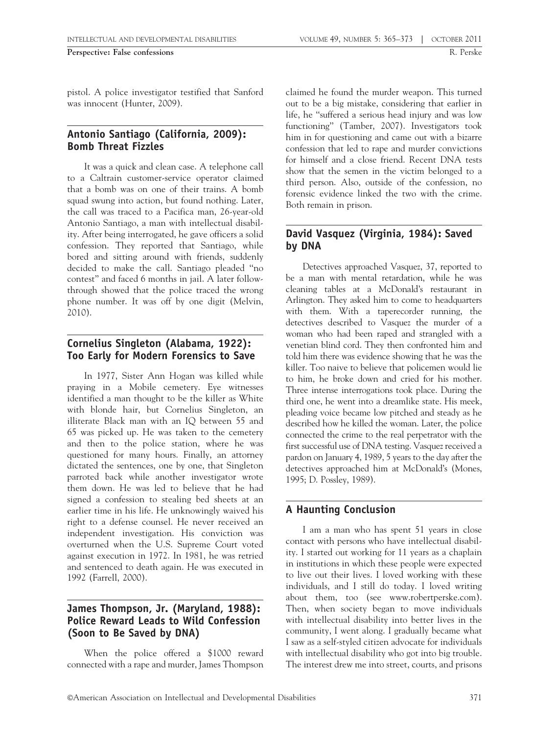pistol. A police investigator testified that Sanford was innocent (Hunter, 2009).

## Antonio Santiago (California, 2009): Bomb Threat Fizzles

It was a quick and clean case. A telephone call to a Caltrain customer-service operator claimed that a bomb was on one of their trains. A bomb squad swung into action, but found nothing. Later, the call was traced to a Pacifica man, 26-year-old Antonio Santiago, a man with intellectual disability. After being interrogated, he gave officers a solid confession. They reported that Santiago, while bored and sitting around with friends, suddenly decided to make the call. Santiago pleaded "no contest" and faced 6 months in jail. A later follow-through showed that the police traced the wrong phone number. It was off by one digit (Melvin, 2010).

## Cornelius Singleton (Alabama, 1922): Too Early for Modern Forensics to Save

In 1977, Sister Ann Hogan was killed while praying in a Mobile cemetery. Eye witnesses identified a man thought to be the killer as White with blonde hair, but Cornelius Singleton, an illiterate Black man with an IQ between 55 and 65 was picked up. He was taken to the cemetery and then to the police station, where he was questioned for many hours. Finally, an attorney dictated the sentences, one by one, that Singleton parroted back while another investigator wrote them down. He was led to believe that he had signed a confession to stealing bed sheets at an earlier time in his life. He unknowingly waived his right to a defense counsel. He never received an independent investigation. His conviction was overturned when the U.S. Supreme Court voted against execution in 1972. In 1981, he was retried and sentenced to death again. He was executed in 1992 (Farrell, 2000).

## James Thompson, Jr. (Maryland, 1988): Police Reward Leads to Wild Confession (Soon to Be Saved by DNA)

When the police offered a $1000 reward connected with a rape and murder, James Thompson claimed he found the murder weapon. This turned out to be a big mistake, considering that earlier in life, he "suffered a serious head injury and was low functioning" (Tamber, 2007). Investigators took him in for questioning and came out with a bizarre confession that led to rape and murder convictions for himself and a close friend. Recent DNA tests show that the semen in the victim belonged to a third person. Also, outside of the confession, no forensic evidence linked the two with the crime. Both remain in prison.

## David Vasquez (Virginia, 1984): Saved by DNA

Detectives approached Vasquez, 37, reported to be a man with mental retardation, while he was cleaning tables at a McDonald's restaurant in Arlington. They asked him to come to headquarters with them. With a taperecorder running, the detectives described to Vasquez the murder of a woman who had been raped and strangled with a venetian blind cord. They then confronted him and told him there was evidence showing that he was the killer. Too naive to believe that policemen would lie to him, he broke down and cried for his mother. Three intense interrogations took place. During the third one, he went into a dreamlike state. His meek, pleading voice became low pitched and steady as he described how he killed the woman. Later, the police connected the crime to the real perpetrator with the first successful use of DNA testing. Vasquez received a pardon on January 4, 1989, 5 years to the day after the detectives approached him at McDonald's (Mones, 1995; D. Possley, 1989).

## A Haunting Conclusion

I am a man who has spent 51 years in close contact with persons who have intellectual disability. I started out working for 11 years as a chaplain in institutions in which these people were expected to live out their lives. I loved working with these individuals, and I still do today. I loved writing about them, too (see www.robertperske.com). Then, when society began to move individuals with intellectual disability into better lives in the community, I went along. I gradually became what I saw as a self-styled citizen advocate for individuals with intellectual disability who got into big trouble. The interest drew me into street, courts, and prisons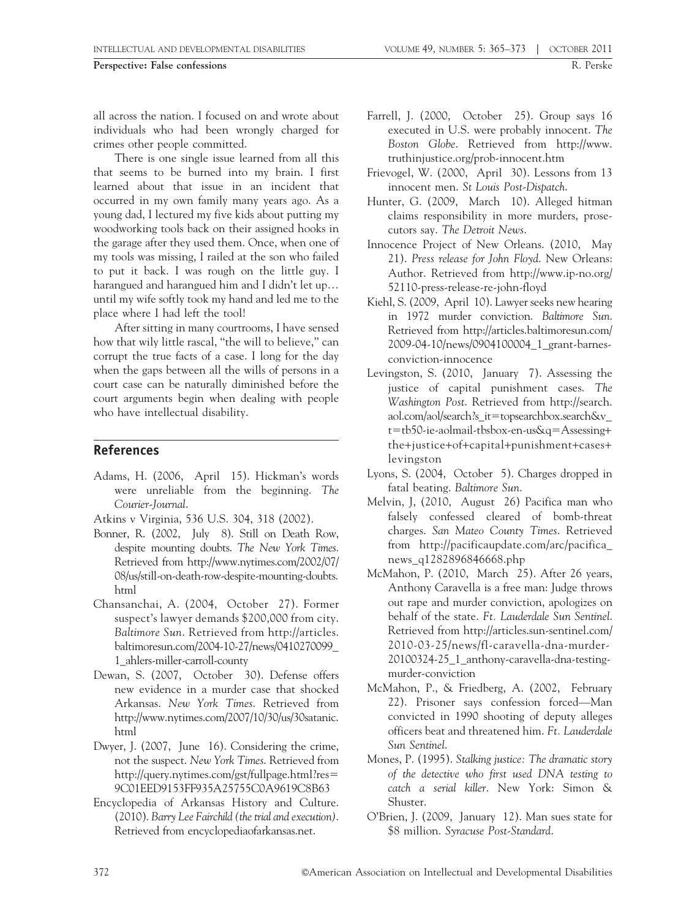all across the nation. I focused on and wrote about individuals who had been wrongly charged for crimes other people committed.

There is one single issue learned from all this that seems to be burned into my brain. I first learned about that issue in an incident that occurred in my own family many years ago. As a young dad, I lectured my five kids about putting my woodworking tools back on their assigned hooks in the garage after they used them. Once, when one of my tools was missing, I railed at the son who failed to put it back. I was rough on the little guy. I harangued and harangued him and I didn't let up… until my wife softly took my hand and led me to the place where I had left the tool!

After sitting in many courtrooms, I have sensed how that wily little rascal, "the will to believe," can corrupt the true facts of a case. I long for the day when the gaps between all the wills of persons in a court case can be naturally diminished before the court arguments begin when dealing with people who have intellectual disability.

## References

Adams, H. (2006, April 15). Hickman's words were unreliable from the beginning. *The Courier-Journal*.

Atkins v Virginia, 536 U.S. 304, 318 (2002).

Bonner, R. (2002, July 8). Still on Death Row, despite mounting doubts. *The New York Times*. Retrieved from http://www.nytimes.com/2002/07/08/us/still-on-death-row-despite-mounting-doubts.html

Chansanchai, A. (2004, October 27). Former suspect's lawyer demands $200,000 from city. *Baltimore Sun*. Retrieved from http://articles.baltimoresun.com/2004-10-27/news/0410270099_1_ahlers-miller-carroll-county

Dewan, S. (2007, October 30). Defense offers new evidence in a murder case that shocked Arkansas. *New York Times*. Retrieved from http://www.nytimes.com/2007/10/30/us/30satanic.html

Dwyer, J. (2007, June 16). Considering the crime, not the suspect. *New York Times*. Retrieved from http://query.nytimes.com/gst/fullpage.html?res=9C01EED9153FF935A25755C0A9619C8B63

Encyclopedia of Arkansas History and Culture. (2010). *Barry Lee Fairchild (the trial and execution)*. Retrieved from encyclopediaofarkansas.net.

Farrell, J. (2000, October 25). Group says 16 executed in U.S. were probably innocent. *The Boston Globe*. Retrieved from http://www.truthinjustice.org/prob-innocent.htm

Frievogel, W. (2000, April 30). Lessons from 13 innocent men. *St Louis Post-Dispatch*.

Hunter, G. (2009, March 10). Alleged hitman claims responsibility in more murders, prosecutors say. *The Detroit News*.

Innocence Project of New Orleans. (2010, May 21). *Press release for John Floyd*. New Orleans: Author. Retrieved from http://www.ip-no.org/52110-press-release-re-john-floyd

Kiehl, S. (2009, April 10). Lawyer seeks new hearing in 1972 murder conviction. *Baltimore Sun*. Retrieved from http://articles.baltimoresun.com/2009-04-10/news/0904100004_1_grant-barnes-conviction-innocence

Levingston, S. (2010, January 7). Assessing the justice of capital punishment cases. *The Washington Post*. Retrieved from http://search.aol.com/aol/search?s_it=topsearchbox.search&v_t=tb50-ie-aolmail-tbsbox-en-us&q=Assessing+the+justice+of+capital+punishment+cases+levingston

Lyons, S. (2004, October 5). Charges dropped in fatal beating. *Baltimore Sun*.

Melvin, J, (2010, August 26) Pacifica man who falsely confessed cleared of bomb-threat charges. *San Mateo County Times*. Retrieved from http://pacificupdate.com/arc/pacifica_news_q1282896846668.php

McMahon, P. (2010, March 25). After 26 years, Anthony Caravella is a free man: Judge throws out rape and murder conviction, apologizes on behalf of the state. *Ft. Lauderdale Sun Sentinel*. Retrieved from http://articles.sun-sentinel.com/2010-03-25/news/fl-caravella-dna-murder-20100324-25_1_anthony-caravella-dna-testing-murder-conviction

McMahon, P., & Friedberg, A. (2002, February 22). Prisoner says confession forced—Man convicted in 1990 shooting of deputy alleges officers beat and threatened him. *Ft. Lauderdale Sun Sentinel*.

Mones, P. (1995). *Stalking justice: The dramatic story of the detective who first used DNA testing to catch a serial killer*. New York: Simon & Shuster.

O'Brien, J. (2009, January 12). Man sues state for $8 million. *Syracuse Post-Standard*.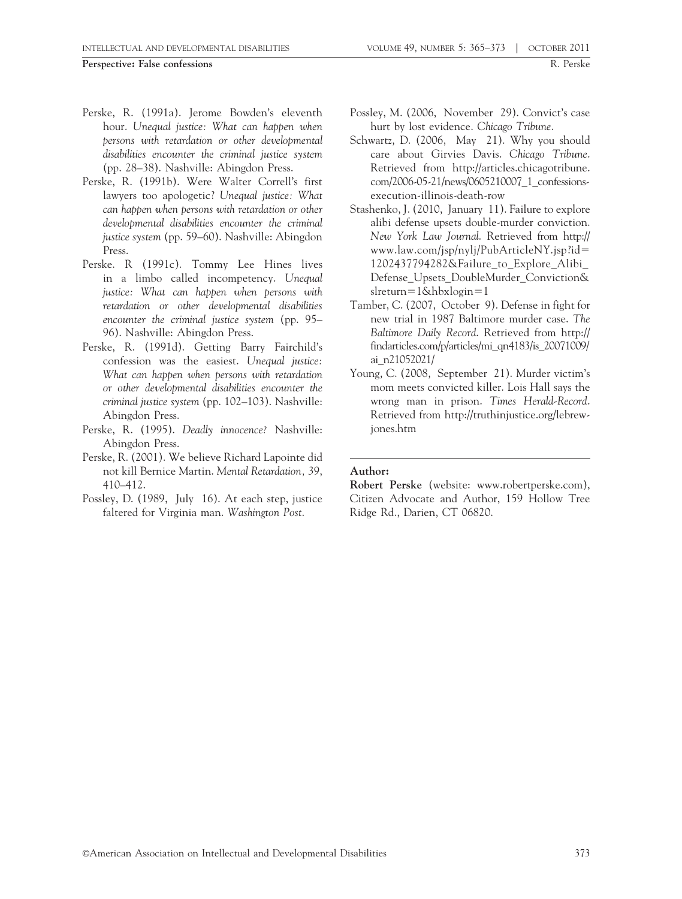Perske, R. (1991a). Jerome Bowden's eleventh hour. *Unequal justice: What can happen when persons with retardation or other developmental disabilities encounter the criminal justice system* (pp. 28–38). Nashville: Abingdon Press.

Perske, R. (1991b). Were Walter Correll's first lawyers too apologetic? *Unequal justice: What can happen when persons with retardation or other developmental disabilities encounter the criminal justice system* (pp. 59–60). Nashville: Abingdon Press.

Perske. R (1991c). Tommy Lee Hines lives in a limbo called incompetency. *Unequal justice: What can happen when persons with retardation or other developmental disabilities encounter the criminal justice system* (pp. 95–96). Nashville: Abingdon Press.

Perske, R. (1991d). Getting Barry Fairchild's confession was the easiest. *Unequal justice: What can happen when persons with retardation or other developmental disabilities encounter the criminal justice system* (pp. 102–103). Nashville: Abingdon Press.

Perske, R. (1995). *Deadly innocence?* Nashville: Abingdon Press.

Perske, R. (2001). We believe Richard Lapointe did not kill Bernice Martin. *Mental Retardation, 39*, 410–412.

Possley, D. (1989, July 16). At each step, justice faltered for Virginia man. *Washington Post*.

Possley, M. (2006, November 29). Convict's case hurt by lost evidence. *Chicago Tribune*.

Schwartz, D. (2006, May 21). Why you should care about Girvies Davis. *Chicago Tribune*. Retrieved from http://articles.chicagotribune.com/2006-05-21/news/0605210007_1_confessions-execution-illinois-death-row

Stashenko, J. (2010, January 11). Failure to explore alibi defense upsets double-murder conviction. *New York Law Journal*. Retrieved from http://www.law.com/jsp/nylj/PubArticleNY.jsp?id=1202437794282&Failure_to_Explore_Alibi_Defense_Upsets_DoubleMurder_Conviction&slreturn=1&hbxlogin=1

Tamber, C. (2007, October 9). Defense in fight for new trial in 1987 Baltimore murder case. *The Baltimore Daily Record*. Retrieved from http://findarticles.com/p/articles/mi_qn4183/is_20071009/ai_n21052021/

Young, C. (2008, September 21). Murder victim's mom meets convicted killer. Lois Hall says the wrong man in prison. *Times Herald-Record*. Retrieved from http://truthinjustice.org/lebrew-jones.htm

---

**Author:**

**Robert Perske** (website: www.robertperske.com), Citizen Advocate and Author, 159 Hollow Tree Ridge Rd., Darien, CT 06820.